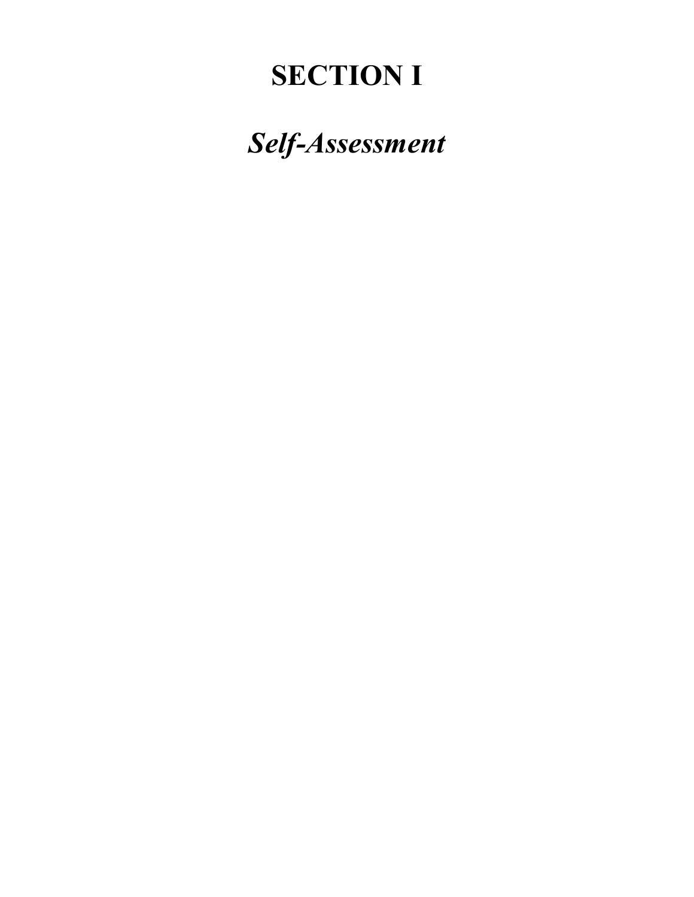# SECTION I

## *Self-Assessment*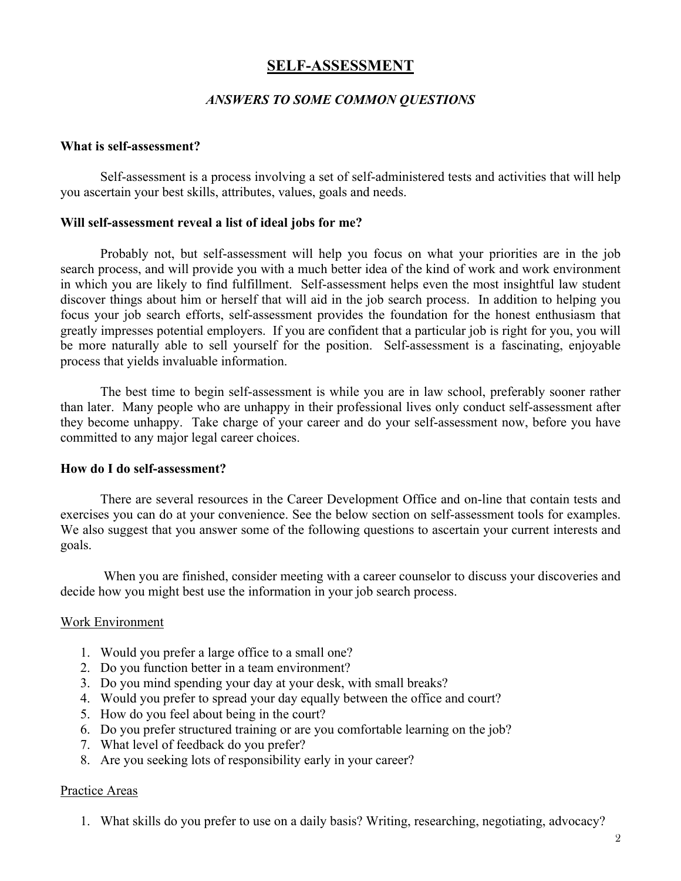# SELF-ASSESSMENT

## *ANSWERS TO SOME COMMON QUESTIONS*

**What is self-assessment?**

Self-assessment is a process involving a set of self-administered tests and activities that will help you ascertain your best skills, attributes, values, goals and needs.

**Will self-assessment reveal a list of ideal jobs for me?**

Probably not, but self-assessment will help you focus on what your priorities are in the job search process, and will provide you with a much better idea of the kind of work and work environment in which you are likely to find fulfillment. Self-assessment helps even the most insightful law student discover things about him or herself that will aid in the job search process. In addition to helping you focus your job search efforts, self-assessment provides the foundation for the honest enthusiasm that greatly impresses potential employers. If you are confident that a particular job is right for you, you will be more naturally able to sell yourself for the position. Self-assessment is a fascinating, enjoyable process that yields invaluable information.

The best time to begin self-assessment is while you are in law school, preferably sooner rather than later. Many people who are unhappy in their professional lives only conduct self-assessment after they become unhappy. Take charge of your career and do your self-assessment now, before you have committed to any major legal career choices.

**How do I do self-assessment?**

There are several resources in the Career Development Office and on-line that contain tests and exercises you can do at your convenience. See the below section on self-assessment tools for examples. We also suggest that you answer some of the following questions to ascertain your current interests and goals.

When you are finished, consider meeting with a career counselor to discuss your discoveries and decide how you might best use the information in your job search process.

<u>Work Environment</u>

1. Would you prefer a large office to a small one?
2. Do you function better in a team environment?
3. Do you mind spending your day at your desk, with small breaks?
4. Would you prefer to spread your day equally between the office and court?
5. How do you feel about being in the court?
6. Do you prefer structured training or are you comfortable learning on the job?
7. What level of feedback do you prefer?
8. Are you seeking lots of responsibility early in your career?

<u>Practice Areas</u>

1. What skills do you prefer to use on a daily basis? Writing, researching, negotiating, advocacy?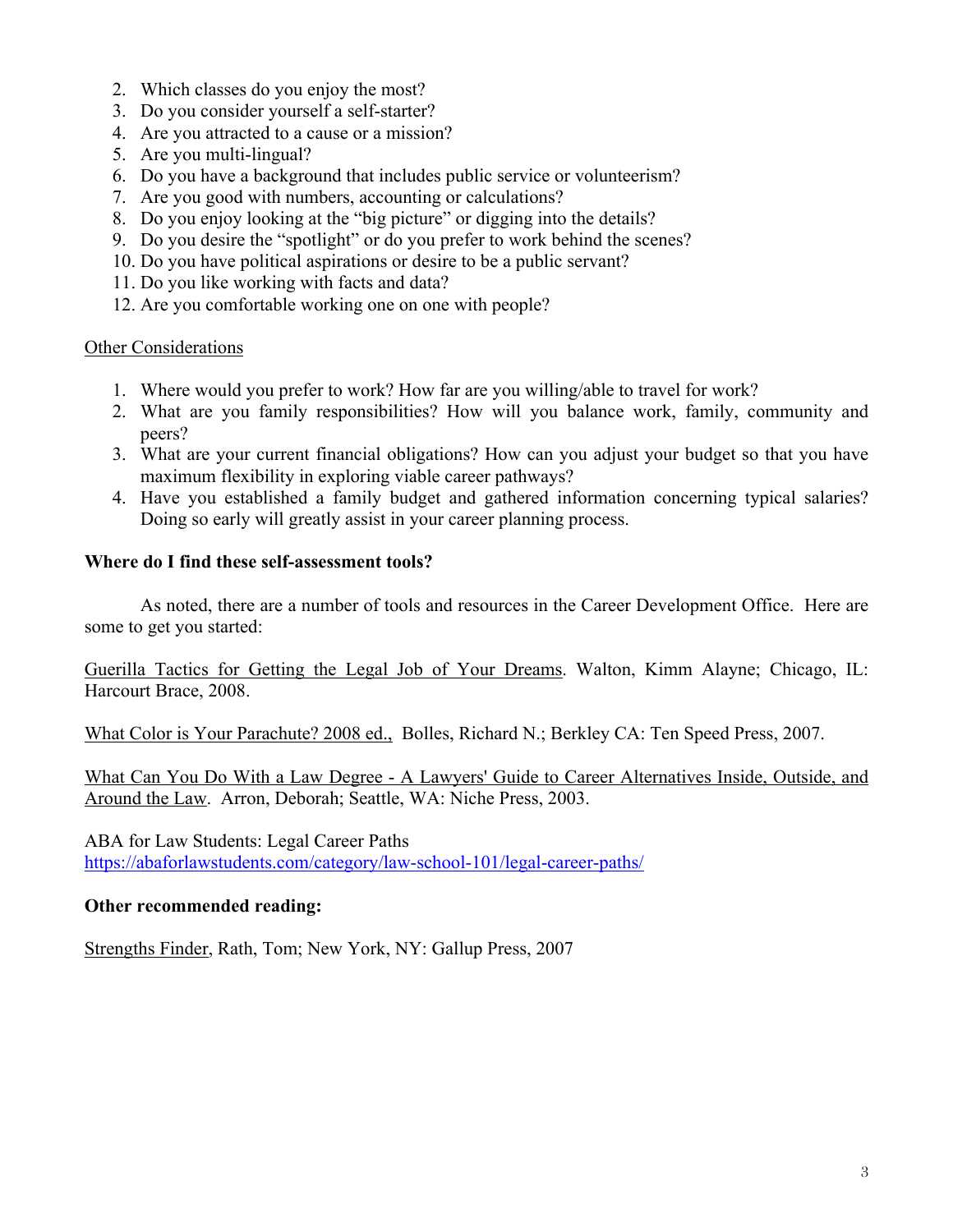2. Which classes do you enjoy the most?
3. Do you consider yourself a self-starter?
4. Are you attracted to a cause or a mission?
5. Are you multi-lingual?
6. Do you have a background that includes public service or volunteerism?
7. Are you good with numbers, accounting or calculations?
8. Do you enjoy looking at the "big picture" or digging into the details?
9. Do you desire the "spotlight" or do you prefer to work behind the scenes?
10. Do you have political aspirations or desire to be a public servant?
11. Do you like working with facts and data?
12. Are you comfortable working one on one with people?

Other Considerations

1. Where would you prefer to work? How far are you willing/able to travel for work?
2. What are you family responsibilities? How will you balance work, family, community and peers?
3. What are your current financial obligations? How can you adjust your budget so that you have maximum flexibility in exploring viable career pathways?
4. Have you established a family budget and gathered information concerning typical salaries? Doing so early will greatly assist in your career planning process.

**Where do I find these self-assessment tools?**

As noted, there are a number of tools and resources in the Career Development Office. Here are some to get you started:

Guerilla Tactics for Getting the Legal Job of Your Dreams. Walton, Kimm Alayne; Chicago, IL: Harcourt Brace, 2008.

What Color is Your Parachute? 2008 ed., Bolles, Richard N.; Berkley CA: Ten Speed Press, 2007.

What Can You Do With a Law Degree - A Lawyers' Guide to Career Alternatives Inside, Outside, and Around the Law. Arron, Deborah; Seattle, WA: Niche Press, 2003.

ABA for Law Students: Legal Career Paths
https://abaforlawstudents.com/category/law-school-101/legal-career-paths/

**Other recommended reading:**

Strengths Finder, Rath, Tom; New York, NY: Gallup Press, 2007